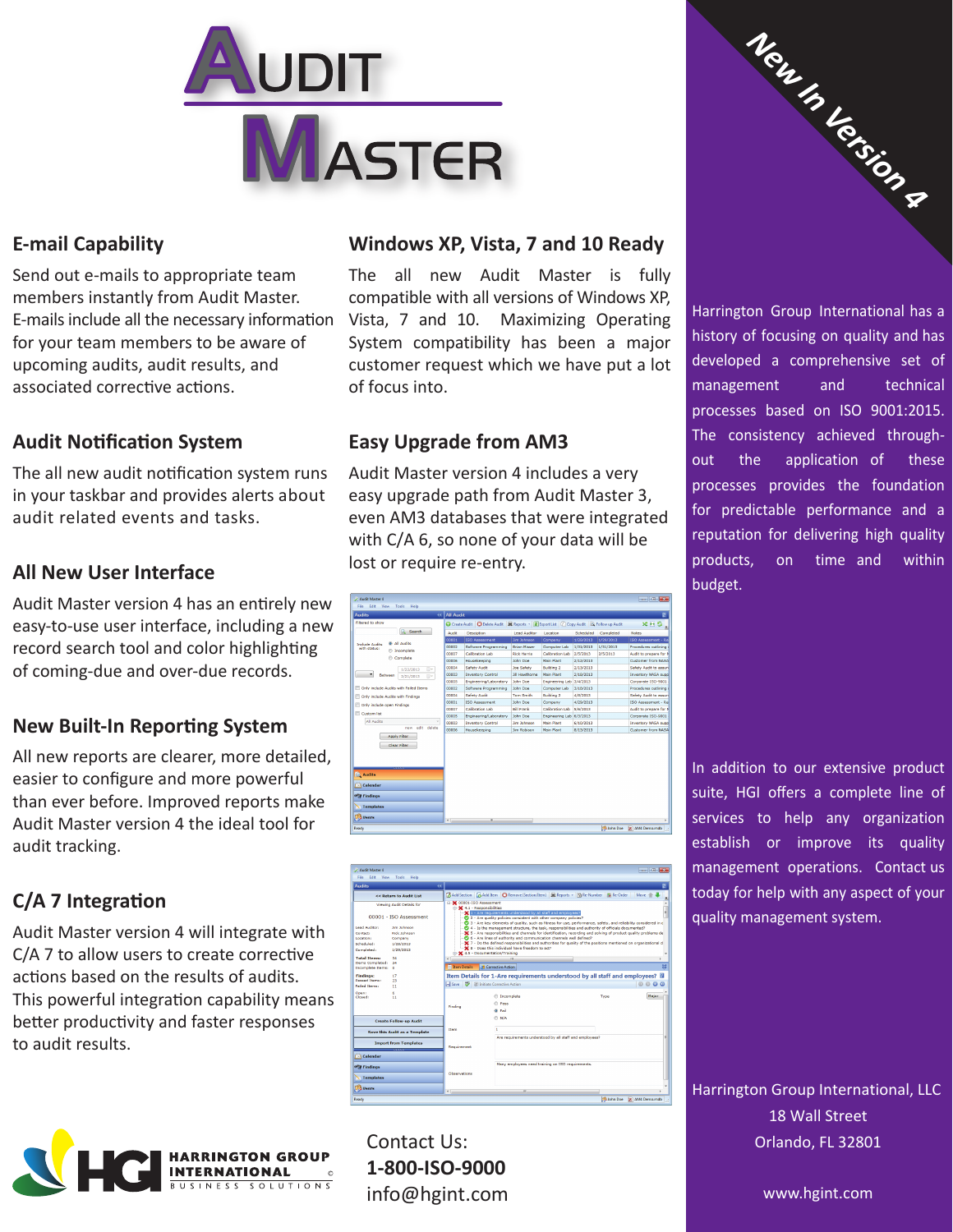# AUDIT MASTER

*New In Version 4*

## E-mail Capability

Send out e-mails to appropriate team members instantly from Audit Master. E-mails include all the necessary information for your team members to be aware of upcoming audits, audit results, and associated corrective actions.

## Audit Notification System

The all new audit notification system runs in your taskbar and provides alerts about audit related events and tasks.

## All New User Interface

Audit Master version 4 has an entirely new easy-to-use user interface, including a new record search tool and color highlighting of coming-due and over-due records.

## New Built-In Reporting System

All new reports are clearer, more detailed, easier to configure and more powerful than ever before. Improved reports make Audit Master version 4 the ideal tool for audit tracking.

## C/A 7 Integration

Audit Master version 4 will integrate with C/A 7 to allow users to create corrective actions based on the results of audits. This powerful integration capability means better productivity and faster responses to audit results.

## Windows XP, Vista, 7 and 10 Ready

The all new Audit Master is fully compatible with all versions of Windows XP, Vista, 7 and 10. Maximizing Operating System compatibility has been a major customer request which we have put a lot of focus into.

## Easy Upgrade from AM3

Audit Master version 4 includes a very easy upgrade path from Audit Master 3, even AM3 databases that were integrated with C/A 6, so none of your data will be lost or require re-entry.

Harrington Group International has a history of focusing on quality and has developed a comprehensive set of management and technical processes based on ISO 9001:2015. The consistency achieved throughout the application of these processes provides the foundation for predictable performance and a reputation for delivering high quality products, on time and within budget.

In addition to our extensive product suite, HGI offers a complete line of services to help any organization establish or improve its quality management operations. Contact us today for help with any aspect of your quality management system.

HARRINGTON GROUP INTERNATIONAL ©
BUSINESS SOLUTIONS

Contact Us:
**1-800-ISO-9000**
info@hgint.com

Harrington Group International, LLC
18 Wall Street
Orlando, FL 32801

www.hgint.com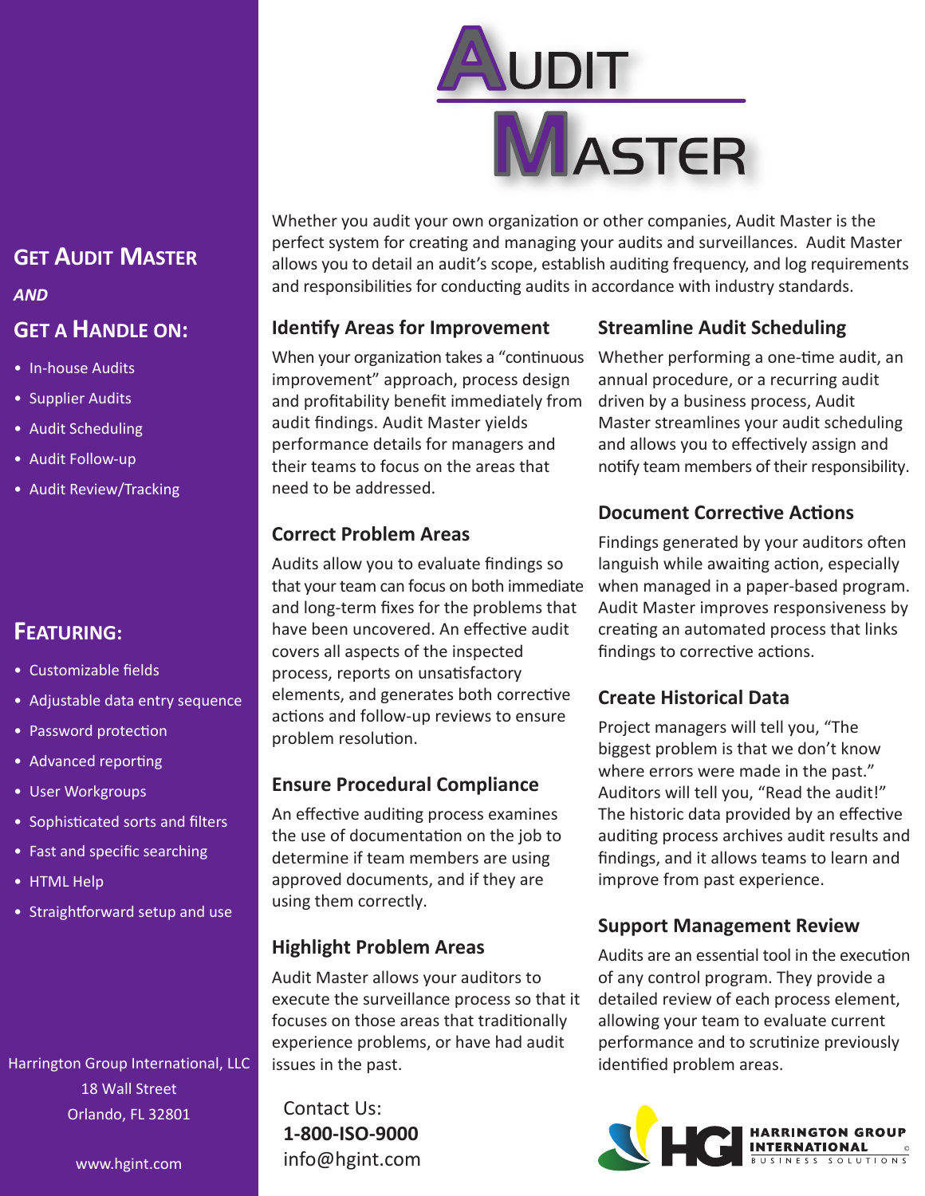# Audit Master

Whether you audit your own organization or other companies, Audit Master is the perfect system for creating and managing your audits and surveillances. Audit Master allows you to detail an audit's scope, establish auditing frequency, and log requirements and responsibilities for conducting audits in accordance with industry standards.

## Get Audit Master *and* Get a Handle On:

- In-house Audits
- Supplier Audits
- Audit Scheduling
- Audit Follow-up
- Audit Review/Tracking

## Featuring:

- Customizable fields
- Adjustable data entry sequence
- Password protection
- Advanced reporting
- User Workgroups
- Sophisticated sorts and filters
- Fast and specific searching
- HTML Help
- Straightforward setup and use

### Identify Areas for Improvement

When your organization takes a "continuous improvement" approach, process design and profitability benefit immediately from audit findings. Audit Master yields performance details for managers and their teams to focus on the areas that need to be addressed.

### Correct Problem Areas

Audits allow you to evaluate findings so that your team can focus on both immediate and long-term fixes for the problems that have been uncovered. An effective audit covers all aspects of the inspected process, reports on unsatisfactory elements, and generates both corrective actions and follow-up reviews to ensure problem resolution.

### Ensure Procedural Compliance

An effective auditing process examines the use of documentation on the job to determine if team members are using approved documents, and if they are using them correctly.

### Highlight Problem Areas

Audit Master allows your auditors to execute the surveillance process so that it focuses on those areas that traditionally experience problems, or have had audit issues in the past.

### Streamline Audit Scheduling

Whether performing a one-time audit, an annual procedure, or a recurring audit driven by a business process, Audit Master streamlines your audit scheduling and allows you to effectively assign and notify team members of their responsibility.

### Document Corrective Actions

Findings generated by your auditors often languish while awaiting action, especially when managed in a paper-based program. Audit Master improves responsiveness by creating an automated process that links findings to corrective actions.

### Create Historical Data

Project managers will tell you, "The biggest problem is that we don't know where errors were made in the past." Auditors will tell you, "Read the audit!" The historic data provided by an effective auditing process archives audit results and findings, and it allows teams to learn and improve from past experience.

### Support Management Review

Audits are an essential tool in the execution of any control program. They provide a detailed review of each process element, allowing your team to evaluate current performance and to scrutinize previously identified problem areas.

Contact Us:
**1-800-ISO-9000**
info@hgint.com

Harrington Group International, LLC
18 Wall Street
Orlando, FL 32801

www.hgint.com

HGI HARRINGTON GROUP INTERNATIONAL ©
BUSINESS SOLUTIONS